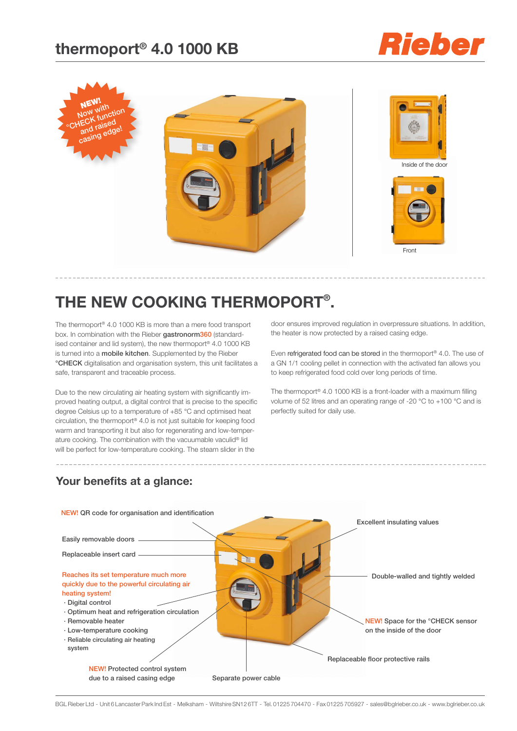# thermoport® 4.0 1000 KB

NEW! Now with °CHECK function and raised casing edge!

Inside of the door

Front

## THE NEW COOKING THERMOPORT®.

The thermoport® 4.0 1000 KB is more than a mere food transport box. In combination with the Rieber **gastronorm360** (standardised container and lid system), the new thermoport® 4.0 1000 KB is turned into a **mobile kitchen**. Supplemented by the Rieber **°CHECK** digitalisation and organisation system, this unit facilitates a safe, transparent and traceable process.

Due to the new circulating air heating system with significantly improved heating output, a digital control that is precise to the specific degree Celsius up to a temperature of +85 °C and optimised heat circulation, the thermoport® 4.0 is not just suitable for keeping food warm and transporting it but also for regenerating and low-temperature cooking. The combination with the vacuumable vaculid® lid will be perfect for low-temperature cooking. The steam slider in the door ensures improved regulation in overpressure situations. In addition, the heater is now protected by a raised casing edge.

Even refrigerated food can be stored in the thermoport® 4.0. The use of a GN 1/1 cooling pellet in connection with the activated fan allows you to keep refrigerated food cold over long periods of time.

The thermoport® 4.0 1000 KB is a front-loader with a maximum filling volume of 52 litres and an operating range of -20 °C to +100 °C and is perfectly suited for daily use.

### Your benefits at a glance:

- NEW! QR code for organisation and identification
- Easily removable doors
- Replaceable insert card
- Reaches its set temperature much more quickly due to the powerful circulating air heating system!
  - Digital control
  - Optimum heat and refrigeration circulation
  - Removable heater
  - Low-temperature cooking
  - Reliable circulating air heating system
- NEW! Protected control system due to a raised casing edge
- Separate power cable
- Excellent insulating values
- Double-walled and tightly welded
- NEW! Space for the °CHECK sensor on the inside of the door
- Replaceable floor protective rails

BGL Rieber Ltd - Unit 6 Lancaster Park Ind Est - Melksham - Wiltshire SN12 6TT - Tel. 01225 704470 - Fax 01225 705927 - sales@bglrieber.co.uk - www.bglrieber.co.uk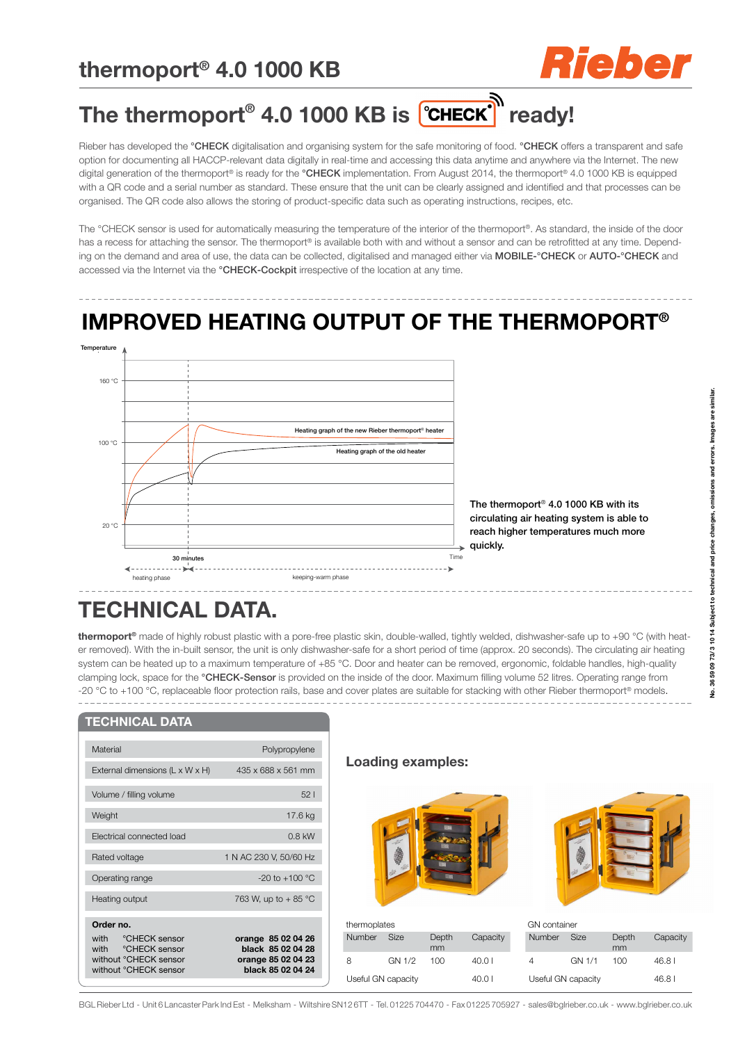# thermoport® 4.0 1000 KB

## The thermoport® 4.0 1000 KB is °CHECK ready!

Rieber has developed the **°CHECK** digitalisation and organising system for the safe monitoring of food. **°CHECK** offers a transparent and safe option for documenting all HACCP-relevant data digitally in real-time and accessing this data anytime and anywhere via the Internet. The new digital generation of the thermoport® is ready for the **°CHECK** implementation. From August 2014, the thermoport® 4.0 1000 KB is equipped with a QR code and a serial number as standard. These ensure that the unit can be clearly assigned and identified and that processes can be organised. The QR code also allows the storing of product-specific data such as operating instructions, recipes, etc.

The °CHECK sensor is used for automatically measuring the temperature of the interior of the thermoport®. As standard, the inside of the door has a recess for attaching the sensor. The thermoport® is available both with and without a sensor and can be retrofitted at any time. Depending on the demand and area of use, the data can be collected, digitalised and managed either via **MOBILE-°CHECK** or **AUTO-°CHECK** and accessed via the Internet via the **°CHECK-Cockpit** irrespective of the location at any time.

## IMPROVED HEATING OUTPUT OF THE THERMOPORT®

Temperature
160 °C
100 °C
20 °C
Heating graph of the new Rieber thermoport® heater
Heating graph of the old heater
30 minutes
Time
heating phase
keeping-warm phase

**The thermoport® 4.0 1000 KB with its circulating air heating system is able to reach higher temperatures much more quickly.**

## TECHNICAL DATA.

**thermoport®** made of highly robust plastic with a pore-free plastic skin, double-walled, tightly welded, dishwasher-safe up to +90 °C (with heater removed). With the in-built sensor, the unit is only dishwasher-safe for a short period of time (approx. 20 seconds). The circulating air heating system can be heated up to a maximum temperature of +85 °C. Door and heater can be removed, ergonomic, foldable handles, high-quality clamping lock, space for the **°CHECK-Sensor** is provided on the inside of the door. Maximum filling volume 52 litres. Operating range from -20 °C to +100 °C, replaceable floor protection rails, base and cover plates are suitable for stacking with other Rieber thermoport® models.

### TECHNICAL DATA

| | |
|---|---|
| Material | Polypropylene |
| External dimensions (L x W x H) | 435 x 688 x 561 mm |
| Volume / filling volume | 52 l |
| Weight | 17.6 kg |
| Electrical connected load | 0.8 kW |
| Rated voltage | 1 N AC 230 V, 50/60 Hz |
| Operating range | -20 to +100 °C |
| Heating output | 763 W, up to + 85 °C |

**Order no.**

| | |
|---|---|
| with °CHECK sensor | **orange 85 02 04 26** |
| with °CHECK sensor | **black 85 02 04 28** |
| without °CHECK sensor | **orange 85 02 04 23** |
| without °CHECK sensor | **black 85 02 04 24** |

### Loading examples:

thermoplates

| Number | Size | Depth mm | Capacity |
|---|---|---|---|
| 8 | GN 1/2 | 100 | 40.0 l |
| Useful GN capacity | | | 40.0 l |

GN container

| Number | Size | Depth mm | Capacity |
|---|---|---|---|
| 4 | GN 1/1 | 100 | 46.8 l |
| Useful GN capacity | | | 46.8 l |

No. 36 59 09 73/3 10 14 Subject to technical and price changes, omissions and errors. Images are similar.

BGL Rieber Ltd - Unit 6 Lancaster Park Ind Est - Melksham - Wiltshire SN12 6TT - Tel. 01225 704470 - Fax 01225 705927 - sales@bglrieber.co.uk - www.bglrieber.co.uk